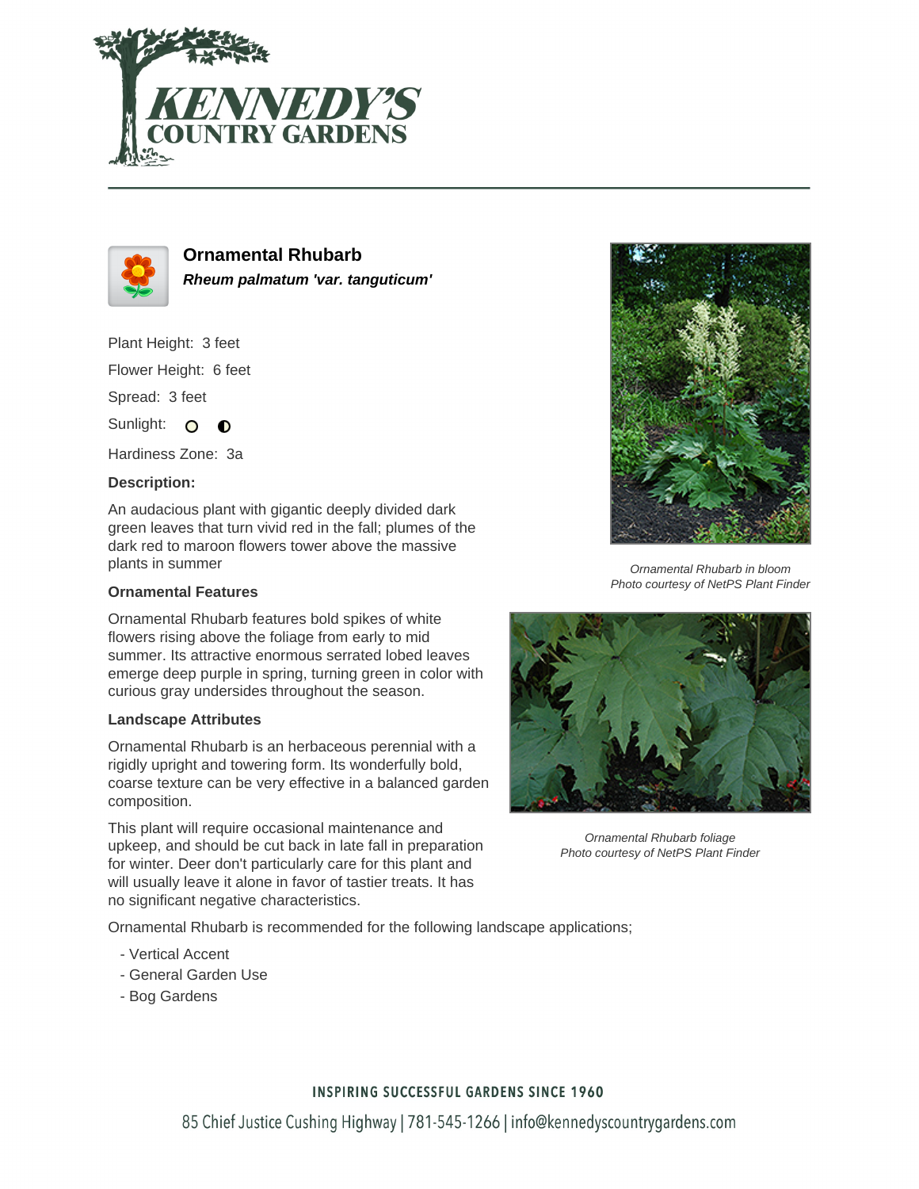# Ornamental Rhubarb

***Rheum palmatum 'var. tanguticum'***

Plant Height: 3 feet

Flower Height: 6 feet

Spread: 3 feet

Sunlight:

Hardiness Zone: 3a

**Description:**

An audacious plant with gigantic deeply divided dark green leaves that turn vivid red in the fall; plumes of the dark red to maroon flowers tower above the massive plants in summer

### Ornamental Features

Ornamental Rhubarb features bold spikes of white flowers rising above the foliage from early to mid summer. Its attractive enormous serrated lobed leaves emerge deep purple in spring, turning green in color with curious gray undersides throughout the season.

### Landscape Attributes

Ornamental Rhubarb is an herbaceous perennial with a rigidly upright and towering form. Its wonderfully bold, coarse texture can be very effective in a balanced garden composition.

This plant will require occasional maintenance and upkeep, and should be cut back in late fall in preparation for winter. Deer don't particularly care for this plant and will usually leave it alone in favor of tastier treats. It has no significant negative characteristics.

Ornamental Rhubarb is recommended for the following landscape applications;

- Vertical Accent
- General Garden Use
- Bog Gardens

*Ornamental Rhubarb in bloom*
*Photo courtesy of NetPS Plant Finder*

*Ornamental Rhubarb foliage*
*Photo courtesy of NetPS Plant Finder*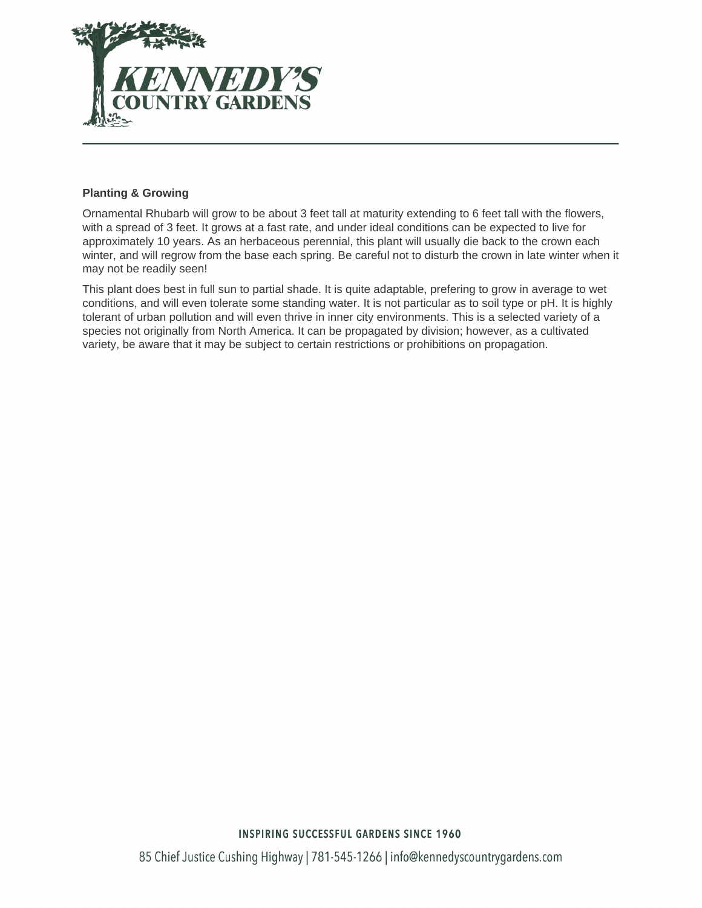### Planting & Growing

Ornamental Rhubarb will grow to be about 3 feet tall at maturity extending to 6 feet tall with the flowers, with a spread of 3 feet. It grows at a fast rate, and under ideal conditions can be expected to live for approximately 10 years. As an herbaceous perennial, this plant will usually die back to the crown each winter, and will regrow from the base each spring. Be careful not to disturb the crown in late winter when it may not be readily seen!

This plant does best in full sun to partial shade. It is quite adaptable, prefering to grow in average to wet conditions, and will even tolerate some standing water. It is not particular as to soil type or pH. It is highly tolerant of urban pollution and will even thrive in inner city environments. This is a selected variety of a species not originally from North America. It can be propagated by division; however, as a cultivated variety, be aware that it may be subject to certain restrictions or prohibitions on propagation.